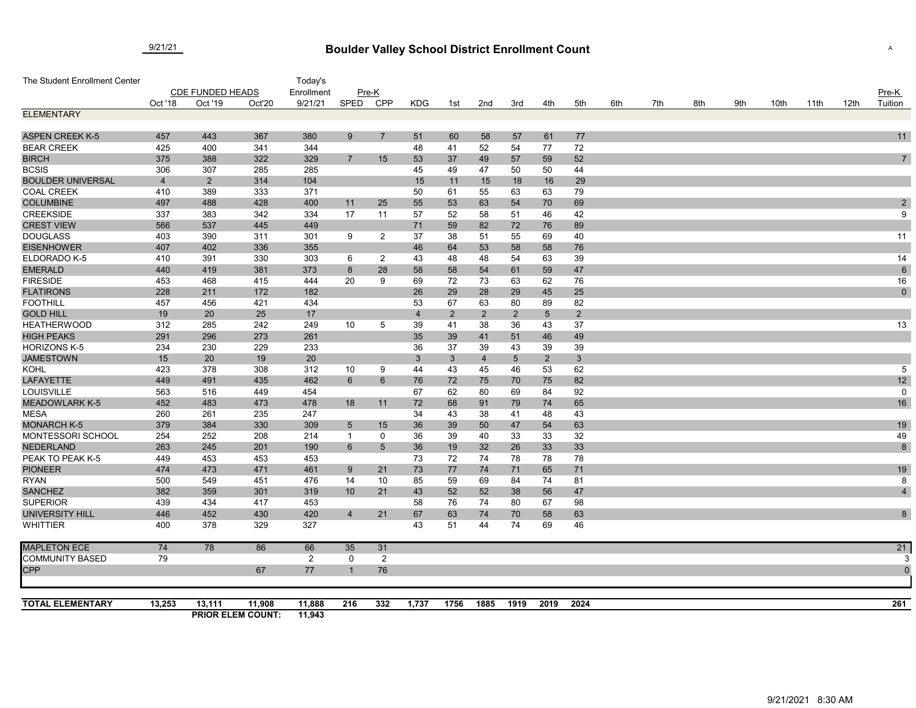9/21/21

# Boulder Valley School District Enrollment Count

A

| The Student Enrollment Center | CDE FUNDED HEADS | | | Today's Enrollment | Pre-K | | | | | | | | | | | | | | | Pre-K |
|---|---|---|---|---|---|---|---|---|---|---|---|---|---|---|---|---|---|---|---|---|
| | Oct '18 | Oct '19 | Oct'20 | 9/21/21 | SPED | CPP | KDG | 1st | 2nd | 3rd | 4th | 5th | 6th | 7th | 8th | 9th | 10th | 11th | 12th | Tuition |
| **ELEMENTARY** | | | | | | | | | | | | | | | | | | | | |
| ASPEN CREEK K-5 | 457 | 443 | 367 | 380 | 9 | 7 | 51 | 60 | 58 | 57 | 61 | 77 | | | | | | | | 11 |
| BEAR CREEK | 425 | 400 | 341 | 344 | | | 48 | 41 | 52 | 54 | 77 | 72 | | | | | | | | |
| BIRCH | 375 | 388 | 322 | 329 | 7 | 15 | 53 | 37 | 49 | 57 | 59 | 52 | | | | | | | | 7 |
| BCSIS | 306 | 307 | 285 | 285 | | | 45 | 49 | 47 | 50 | 50 | 44 | | | | | | | | |
| BOULDER UNIVERSAL | 4 | 2 | 314 | 104 | | | 15 | 11 | 15 | 18 | 16 | 29 | | | | | | | | |
| COAL CREEK | 410 | 389 | 333 | 371 | | | 50 | 61 | 55 | 63 | 63 | 79 | | | | | | | | |
| COLUMBINE | 497 | 488 | 428 | 400 | 11 | 25 | 55 | 53 | 63 | 54 | 70 | 69 | | | | | | | | 2 |
| CREEKSIDE | 337 | 383 | 342 | 334 | 17 | 11 | 57 | 52 | 58 | 51 | 46 | 42 | | | | | | | | 9 |
| CREST VIEW | 566 | 537 | 445 | 449 | | | 71 | 59 | 82 | 72 | 76 | 89 | | | | | | | | |
| DOUGLASS | 403 | 390 | 311 | 301 | 9 | 2 | 37 | 38 | 51 | 55 | 69 | 40 | | | | | | | | 11 |
| EISENHOWER | 407 | 402 | 336 | 355 | | | 46 | 64 | 53 | 58 | 58 | 76 | | | | | | | | |
| ELDORADO K-5 | 410 | 391 | 330 | 303 | 6 | 2 | 43 | 48 | 48 | 54 | 63 | 39 | | | | | | | | 14 |
| EMERALD | 440 | 419 | 381 | 373 | 8 | 28 | 58 | 58 | 54 | 61 | 59 | 47 | | | | | | | | 6 |
| FIRESIDE | 453 | 468 | 415 | 444 | 20 | 9 | 69 | 72 | 73 | 63 | 62 | 76 | | | | | | | | 16 |
| FLATIRONS | 228 | 211 | 172 | 182 | | | 26 | 29 | 28 | 29 | 45 | 25 | | | | | | | | 0 |
| FOOTHILL | 457 | 456 | 421 | 434 | | | 53 | 67 | 63 | 80 | 89 | 82 | | | | | | | | |
| GOLD HILL | 19 | 20 | 25 | 17 | | | 4 | 2 | 2 | 2 | 5 | 2 | | | | | | | | |
| HEATHERWOOD | 312 | 285 | 242 | 249 | 10 | 5 | 39 | 41 | 38 | 36 | 43 | 37 | | | | | | | | 13 |
| HIGH PEAKS | 291 | 296 | 273 | 261 | | | 35 | 39 | 41 | 51 | 46 | 49 | | | | | | | | |
| HORIZONS K-5 | 234 | 230 | 229 | 233 | | | 36 | 37 | 39 | 43 | 39 | 39 | | | | | | | | |
| JAMESTOWN | 15 | 20 | 19 | 20 | | | 3 | 3 | 4 | 5 | 2 | 3 | | | | | | | | |
| KOHL | 423 | 378 | 308 | 312 | 10 | 9 | 44 | 43 | 45 | 46 | 53 | 62 | | | | | | | | 5 |
| LAFAYETTE | 449 | 491 | 435 | 462 | 6 | 6 | 76 | 72 | 75 | 70 | 75 | 82 | | | | | | | | 12 |
| LOUISVILLE | 563 | 516 | 449 | 454 | | | 67 | 62 | 80 | 69 | 84 | 92 | | | | | | | | 0 |
| MEADOWLARK K-5 | 452 | 483 | 473 | 478 | 18 | 11 | 72 | 68 | 91 | 79 | 74 | 65 | | | | | | | | 16 |
| MESA | 260 | 261 | 235 | 247 | | | 34 | 43 | 38 | 41 | 48 | 43 | | | | | | | | |
| MONARCH K-5 | 379 | 384 | 330 | 309 | 5 | 15 | 36 | 39 | 50 | 47 | 54 | 63 | | | | | | | | 19 |
| MONTESSORI SCHOOL | 254 | 252 | 208 | 214 | 1 | 0 | 36 | 39 | 40 | 33 | 33 | 32 | | | | | | | | 49 |
| NEDERLAND | 263 | 245 | 201 | 190 | 6 | 5 | 36 | 19 | 32 | 26 | 33 | 33 | | | | | | | | 8 |
| PEAK TO PEAK K-5 | 449 | 453 | 453 | 453 | | | 73 | 72 | 74 | 78 | 78 | 78 | | | | | | | | |
| PIONEER | 474 | 473 | 471 | 461 | 9 | 21 | 73 | 77 | 74 | 71 | 65 | 71 | | | | | | | | 19 |
| RYAN | 500 | 549 | 451 | 476 | 14 | 10 | 85 | 59 | 69 | 84 | 74 | 81 | | | | | | | | 8 |
| SANCHEZ | 382 | 359 | 301 | 319 | 10 | 21 | 43 | 52 | 52 | 38 | 56 | 47 | | | | | | | | 4 |
| SUPERIOR | 439 | 434 | 417 | 453 | | | 58 | 76 | 74 | 80 | 67 | 98 | | | | | | | | |
| UNIVERSITY HILL | 446 | 452 | 430 | 420 | 4 | 21 | 67 | 63 | 74 | 70 | 58 | 63 | | | | | | | | 8 |
| WHITTIER | 400 | 378 | 329 | 327 | | | 43 | 51 | 44 | 74 | 69 | 46 | | | | | | | | |
| MAPLETON ECE | 74 | 78 | 86 | 66 | 35 | 31 | | | | | | | | | | | | | | 21 |
| COMMUNITY BASED | 79 | | | 2 | 0 | 2 | | | | | | | | | | | | | | 3 |
| CPP | | | 67 | 77 | 1 | 76 | | | | | | | | | | | | | | 0 |
| **TOTAL ELEMENTARY** | **13,253** | **13,111** | **11,908** | **11,888** | **216** | **332** | **1,737** | **1756** | **1885** | **1919** | **2019** | **2024** | | | | | | | | **261** |
| | | **PRIOR ELEM COUNT:** | | **11,943** | | | | | | | | | | | | | | | | |

9/21/2021 8:30 AM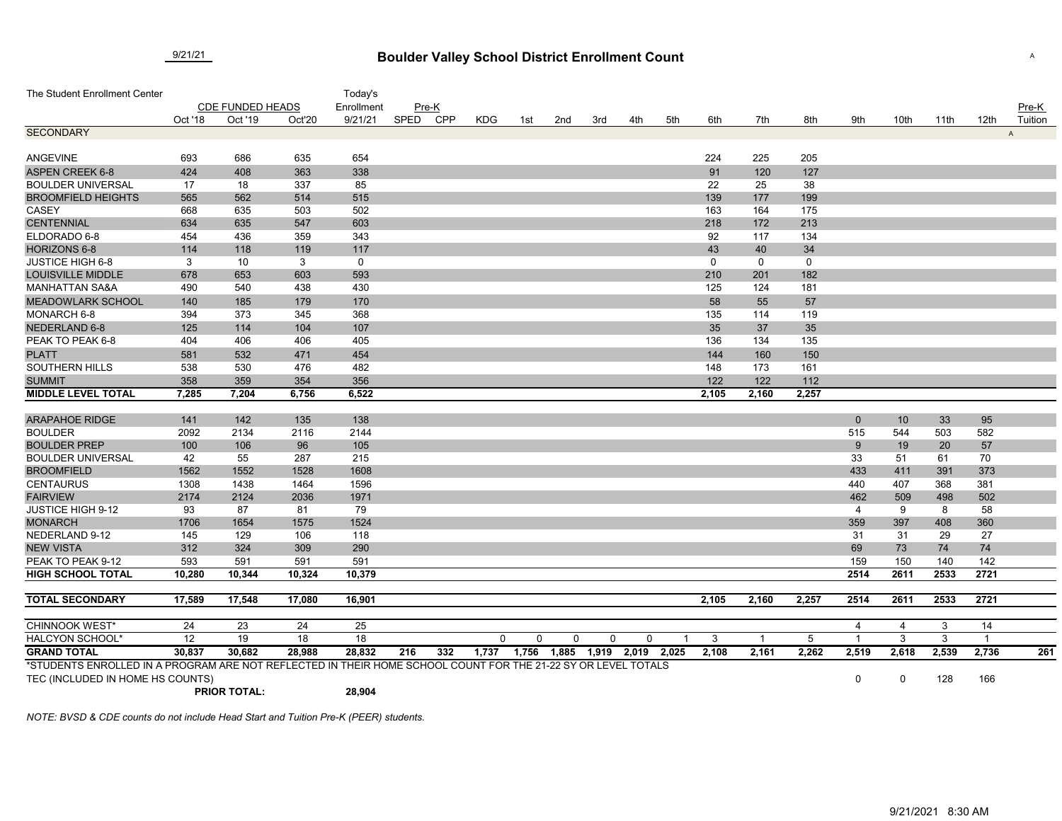# Boulder Valley School District Enrollment Count

9/21/21

The Student Enrollment Center

| | CDE FUNDED HEADS | | | Today's Enrollment | Pre-K | | | | | | | | | | | | | | | Pre-K |
|---|---|---|---|---|---|---|---|---|---|---|---|---|---|---|---|---|---|---|---|---|
| | Oct '18 | Oct '19 | Oct'20 | 9/21/21 | SPED | CPP | KDG | 1st | 2nd | 3rd | 4th | 5th | 6th | 7th | 8th | 9th | 10th | 11th | 12th | Tuition |
| **SECONDARY** | | | | | | | | | | | | | | | | | | | | |
| ANGEVINE | 693 | 686 | 635 | 654 | | | | | | | | | 224 | 225 | 205 | | | | | |
| ASPEN CREEK 6-8 | 424 | 408 | 363 | 338 | | | | | | | | | 91 | 120 | 127 | | | | | |
| BOULDER UNIVERSAL | 17 | 18 | 337 | 85 | | | | | | | | | 22 | 25 | 38 | | | | | |
| BROOMFIELD HEIGHTS | 565 | 562 | 514 | 515 | | | | | | | | | 139 | 177 | 199 | | | | | |
| CASEY | 668 | 635 | 503 | 502 | | | | | | | | | 163 | 164 | 175 | | | | | |
| CENTENNIAL | 634 | 635 | 547 | 603 | | | | | | | | | 218 | 172 | 213 | | | | | |
| ELDORADO 6-8 | 454 | 436 | 359 | 343 | | | | | | | | | 92 | 117 | 134 | | | | | |
| HORIZONS 6-8 | 114 | 118 | 119 | 117 | | | | | | | | | 43 | 40 | 34 | | | | | |
| JUSTICE HIGH 6-8 | 3 | 10 | 3 | 0 | | | | | | | | | 0 | 0 | 0 | | | | | |
| LOUISVILLE MIDDLE | 678 | 653 | 603 | 593 | | | | | | | | | 210 | 201 | 182 | | | | | |
| MANHATTAN SA&A | 490 | 540 | 438 | 430 | | | | | | | | | 125 | 124 | 181 | | | | | |
| MEADOWLARK SCHOOL | 140 | 185 | 179 | 170 | | | | | | | | | 58 | 55 | 57 | | | | | |
| MONARCH 6-8 | 394 | 373 | 345 | 368 | | | | | | | | | 135 | 114 | 119 | | | | | |
| NEDERLAND 6-8 | 125 | 114 | 104 | 107 | | | | | | | | | 35 | 37 | 35 | | | | | |
| PEAK TO PEAK 6-8 | 404 | 406 | 406 | 405 | | | | | | | | | 136 | 134 | 135 | | | | | |
| PLATT | 581 | 532 | 471 | 454 | | | | | | | | | 144 | 160 | 150 | | | | | |
| SOUTHERN HILLS | 538 | 530 | 476 | 482 | | | | | | | | | 148 | 173 | 161 | | | | | |
| SUMMIT | 358 | 359 | 354 | 356 | | | | | | | | | 122 | 122 | 112 | | | | | |
| **MIDDLE LEVEL TOTAL** | **7,285** | **7,204** | **6,756** | **6,522** | | | | | | | | | **2,105** | **2,160** | **2,257** | | | | | |
| ARAPAHOE RIDGE | 141 | 142 | 135 | 138 | | | | | | | | | | | | 0 | 10 | 33 | 95 | |
| BOULDER | 2092 | 2134 | 2116 | 2144 | | | | | | | | | | | | 515 | 544 | 503 | 582 | |
| BOULDER PREP | 100 | 106 | 96 | 105 | | | | | | | | | | | | 9 | 19 | 20 | 57 | |
| BOULDER UNIVERSAL | 42 | 55 | 287 | 215 | | | | | | | | | | | | 33 | 51 | 61 | 70 | |
| BROOMFIELD | 1562 | 1552 | 1528 | 1608 | | | | | | | | | | | | 433 | 411 | 391 | 373 | |
| CENTAURUS | 1308 | 1438 | 1464 | 1596 | | | | | | | | | | | | 440 | 407 | 368 | 381 | |
| FAIRVIEW | 2174 | 2124 | 2036 | 1971 | | | | | | | | | | | | 462 | 509 | 498 | 502 | |
| JUSTICE HIGH 9-12 | 93 | 87 | 81 | 79 | | | | | | | | | | | | 4 | 9 | 8 | 58 | |
| MONARCH | 1706 | 1654 | 1575 | 1524 | | | | | | | | | | | | 359 | 397 | 408 | 360 | |
| NEDERLAND 9-12 | 145 | 129 | 106 | 118 | | | | | | | | | | | | 31 | 31 | 29 | 27 | |
| NEW VISTA | 312 | 324 | 309 | 290 | | | | | | | | | | | | 69 | 73 | 74 | 74 | |
| PEAK TO PEAK 9-12 | 593 | 591 | 591 | 591 | | | | | | | | | | | | 159 | 150 | 140 | 142 | |
| **HIGH SCHOOL TOTAL** | **10,280** | **10,344** | **10,324** | **10,379** | | | | | | | | | | | | **2514** | **2611** | **2533** | **2721** | |
| **TOTAL SECONDARY** | **17,589** | **17,548** | **17,080** | **16,901** | | | | | | | | | **2,105** | **2,160** | **2,257** | **2514** | **2611** | **2533** | **2721** | |
| CHINNOOK WEST* | 24 | 23 | 24 | 25 | | | | | | | | | | | | 4 | 4 | 3 | 14 | |
| HALCYON SCHOOL* | 12 | 19 | 18 | 18 | | | 0 | 0 | 0 | 0 | 0 | 1 | 3 | 1 | 5 | 1 | 3 | 3 | 1 | |
| **GRAND TOTAL** | **30,837** | **30,682** | **28,988** | **28,832** | **216** | **332** | **1,737** | **1,756** | **1,885** | **1,919** | **2,019** | **2,025** | **2,108** | **2,161** | **2,262** | **2,519** | **2,618** | **2,539** | **2,736** | **261** |
| TEC (INCLUDED IN HOME HS COUNTS) | | | | | | | | | | | | | | | | 0 | 0 | 128 | 166 | |
| | | **PRIOR TOTAL:** | | **28,904** | | | | | | | | | | | | | | | | |

*STUDENTS ENROLLED IN A PROGRAM ARE NOT REFLECTED IN THEIR HOME SCHOOL COUNT FOR THE 21-22 SY OR LEVEL TOTALS

*NOTE: BVSD & CDE counts do not include Head Start and Tuition Pre-K (PEER) students.*